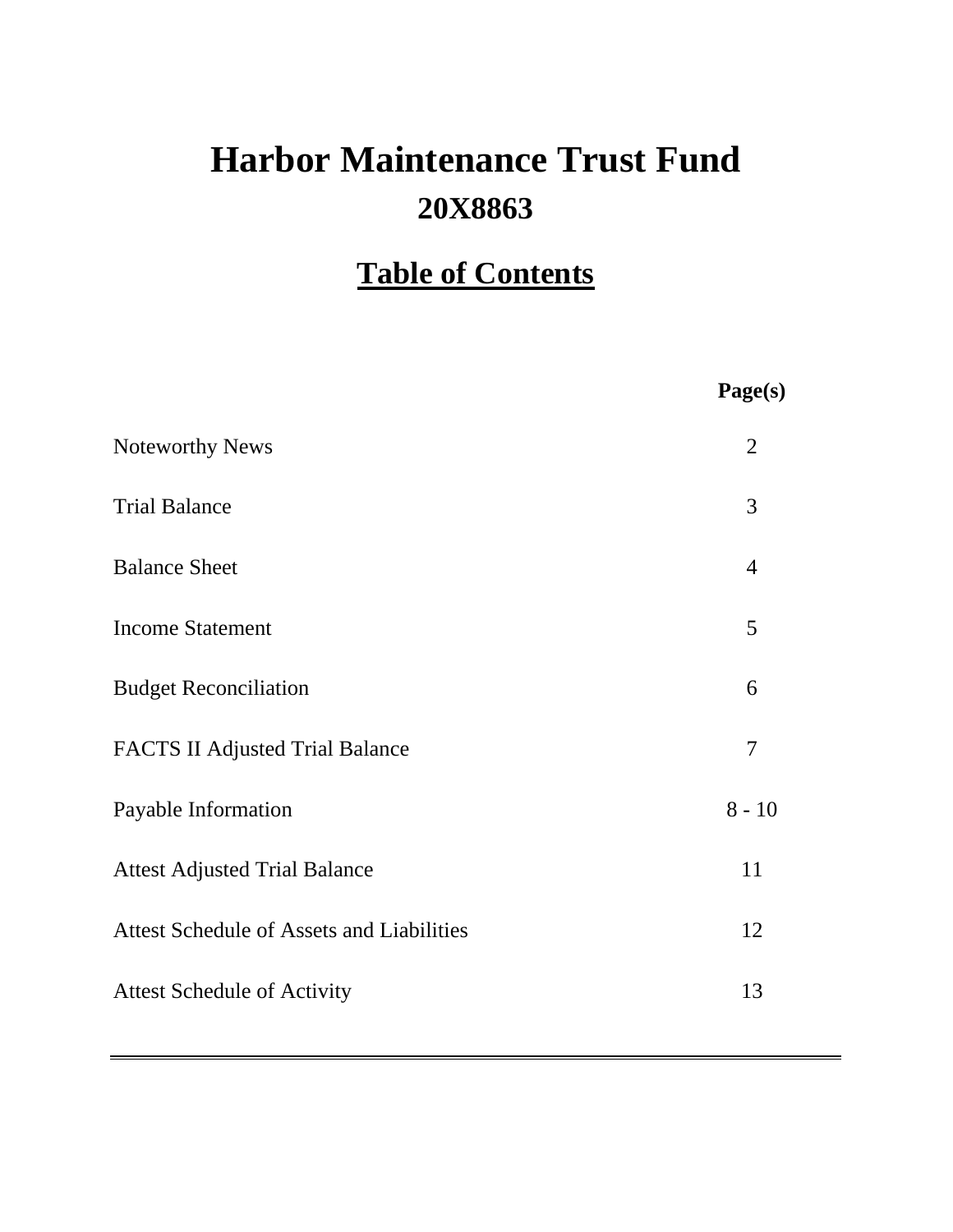# Harbor Maintenance Trust Fund

## 20X8863

## Table of Contents

| | Page(s) |
|---|---|
| Noteworthy News | 2 |
| Trial Balance | 3 |
| Balance Sheet | 4 |
| Income Statement | 5 |
| Budget Reconciliation | 6 |
| FACTS II Adjusted Trial Balance | 7 |
| Payable Information | 8 - 10 |
| Attest Adjusted Trial Balance | 11 |
| Attest Schedule of Assets and Liabilities | 12 |
| Attest Schedule of Activity | 13 |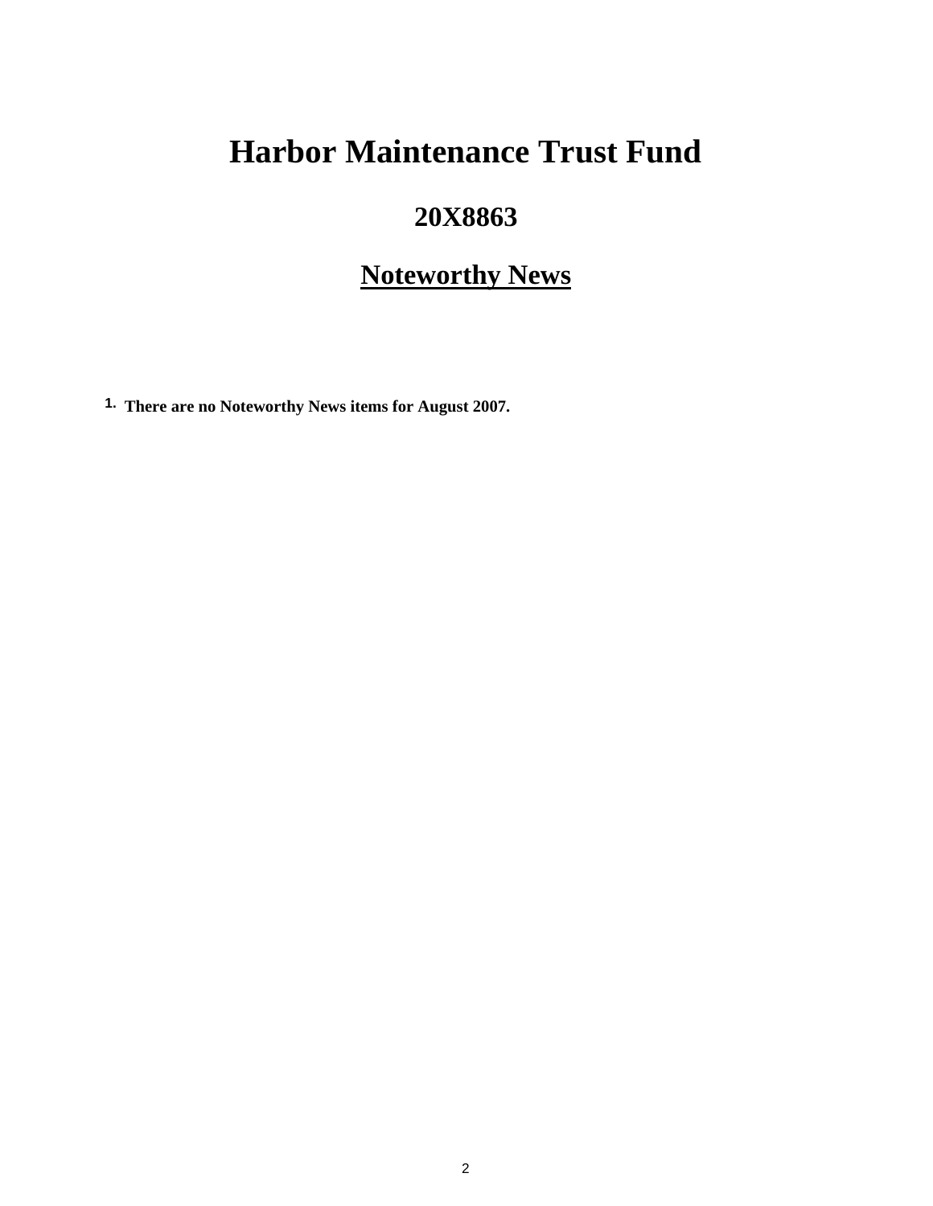# Harbor Maintenance Trust Fund

## 20X8863

## Noteworthy News

1. **There are no Noteworthy News items for August 2007.**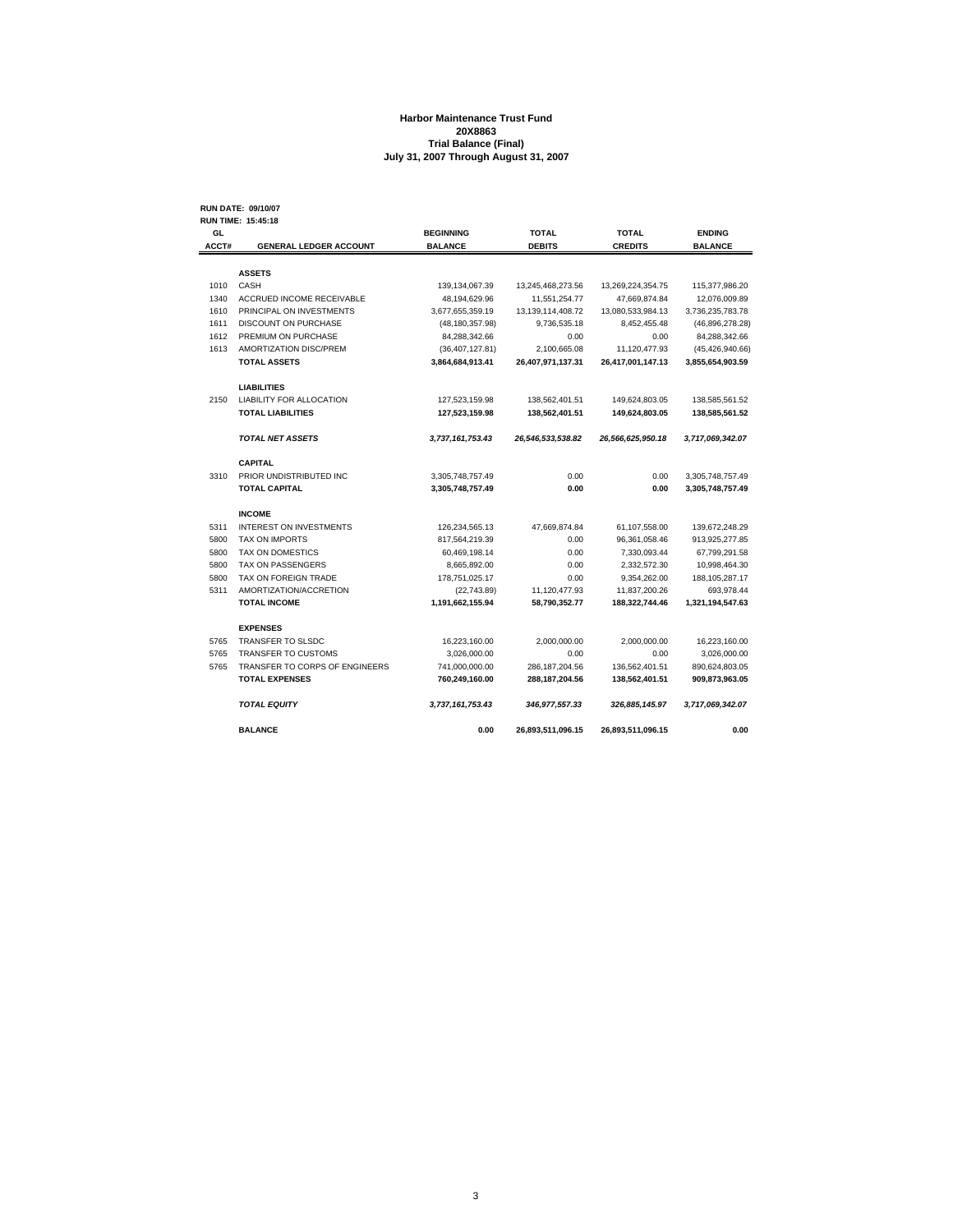**Harbor Maintenance Trust Fund**
**20X8863**
**Trial Balance (Final)**
**July 31, 2007 Through August 31, 2007**

**RUN DATE: 09/10/07**
**RUN TIME: 15:45:18**

| GL ACCT# | GENERAL LEDGER ACCOUNT | BEGINNING BALANCE | TOTAL DEBITS | TOTAL CREDITS | ENDING BALANCE |
|---|---|---|---|---|---|
| | **ASSETS** | | | | |
| 1010 | CASH | 139,134,067.39 | 13,245,468,273.56 | 13,269,224,354.75 | 115,377,986.20 |
| 1340 | ACCRUED INCOME RECEIVABLE | 48,194,629.96 | 11,551,254.77 | 47,669,874.84 | 12,076,009.89 |
| 1610 | PRINCIPAL ON INVESTMENTS | 3,677,655,359.19 | 13,139,114,408.72 | 13,080,533,984.13 | 3,736,235,783.78 |
| 1611 | DISCOUNT ON PURCHASE | (48,180,357.98) | 9,736,535.18 | 8,452,455.48 | (46,896,278.28) |
| 1612 | PREMIUM ON PURCHASE | 84,288,342.66 | 0.00 | 0.00 | 84,288,342.66 |
| 1613 | AMORTIZATION DISC/PREM | (36,407,127.81) | 2,100,665.08 | 11,120,477.93 | (45,426,940.66) |
| | **TOTAL ASSETS** | **3,864,684,913.41** | **26,407,971,137.31** | **26,417,001,147.13** | **3,855,654,903.59** |
| | **LIABILITIES** | | | | |
| 2150 | LIABILITY FOR ALLOCATION | 127,523,159.98 | 138,562,401.51 | 149,624,803.05 | 138,585,561.52 |
| | **TOTAL LIABILITIES** | **127,523,159.98** | **138,562,401.51** | **149,624,803.05** | **138,585,561.52** |
| | ***TOTAL NET ASSETS*** | ***3,737,161,753.43*** | ***26,546,533,538.82*** | ***26,566,625,950.18*** | ***3,717,069,342.07*** |
| | **CAPITAL** | | | | |
| 3310 | PRIOR UNDISTRIBUTED INC | 3,305,748,757.49 | 0.00 | 0.00 | 3,305,748,757.49 |
| | **TOTAL CAPITAL** | **3,305,748,757.49** | **0.00** | **0.00** | **3,305,748,757.49** |
| | **INCOME** | | | | |
| 5311 | INTEREST ON INVESTMENTS | 126,234,565.13 | 47,669,874.84 | 61,107,558.00 | 139,672,248.29 |
| 5800 | TAX ON IMPORTS | 817,564,219.39 | 0.00 | 96,361,058.46 | 913,925,277.85 |
| 5800 | TAX ON DOMESTICS | 60,469,198.14 | 0.00 | 7,330,093.44 | 67,799,291.58 |
| 5800 | TAX ON PASSENGERS | 8,665,892.00 | 0.00 | 2,332,572.30 | 10,998,464.30 |
| 5800 | TAX ON FOREIGN TRADE | 178,751,025.17 | 0.00 | 9,354,262.00 | 188,105,287.17 |
| 5311 | AMORTIZATION/ACCRETION | (22,743.89) | 11,120,477.93 | 11,837,200.26 | 693,978.44 |
| | **TOTAL INCOME** | **1,191,662,155.94** | **58,790,352.77** | **188,322,744.46** | **1,321,194,547.63** |
| | **EXPENSES** | | | | |
| 5765 | TRANSFER TO SLSDC | 16,223,160.00 | 2,000,000.00 | 2,000,000.00 | 16,223,160.00 |
| 5765 | TRANSFER TO CUSTOMS | 3,026,000.00 | 0.00 | 0.00 | 3,026,000.00 |
| 5765 | TRANSFER TO CORPS OF ENGINEERS | 741,000,000.00 | 286,187,204.56 | 136,562,401.51 | 890,624,803.05 |
| | **TOTAL EXPENSES** | **760,249,160.00** | **288,187,204.56** | **138,562,401.51** | **909,873,963.05** |
| | ***TOTAL EQUITY*** | ***3,737,161,753.43*** | ***346,977,557.33*** | ***326,885,145.97*** | ***3,717,069,342.07*** |
| | **BALANCE** | **0.00** | **26,893,511,096.15** | **26,893,511,096.15** | **0.00** |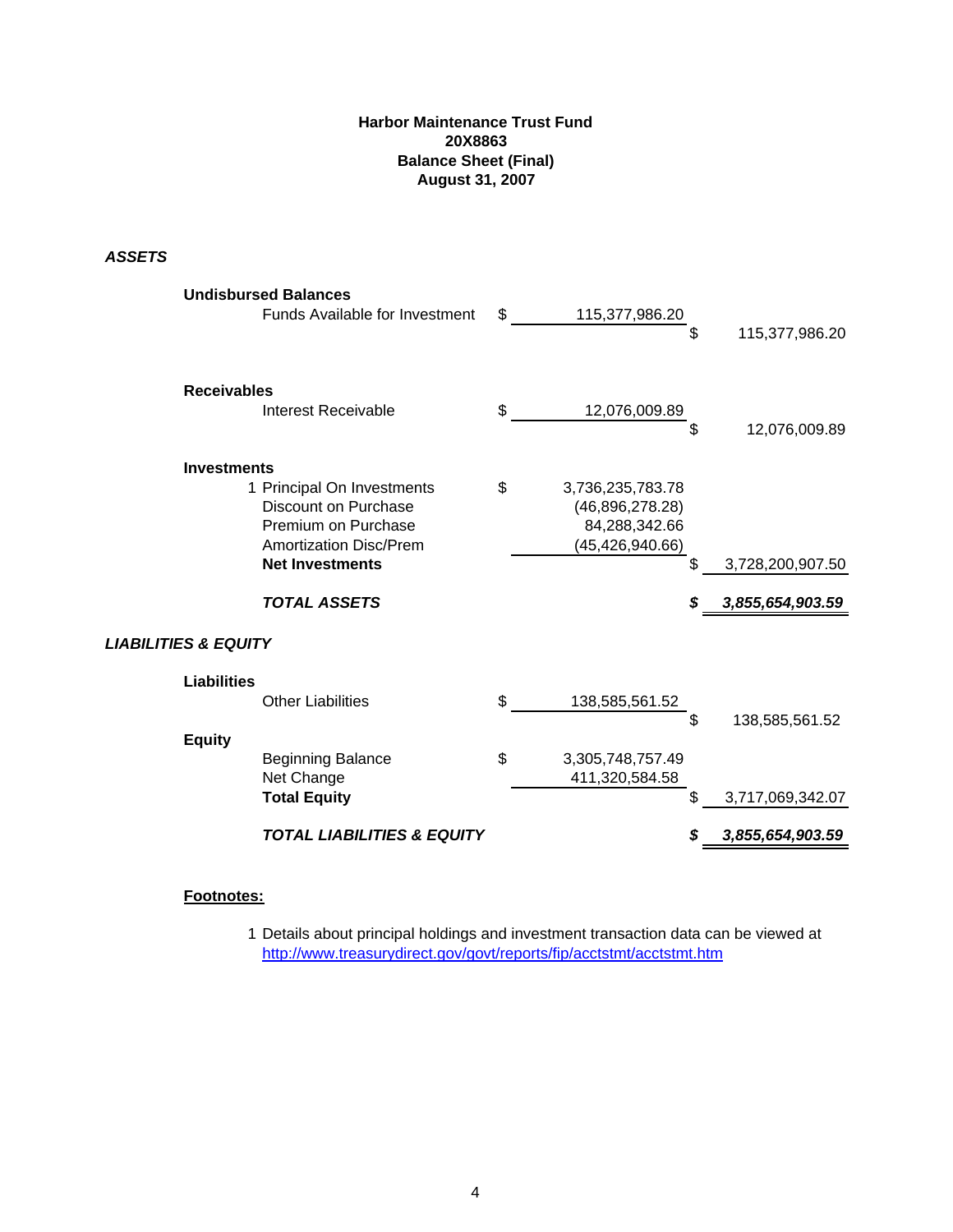**Harbor Maintenance Trust Fund**
**20X8863**
**Balance Sheet (Final)**
**August 31, 2007**

***ASSETS***

| | | | |
|---|---|---|---|
| **Undisbursed Balances** | | | |
| Funds Available for Investment | $ 115,377,986.20 | | |
| | | $ | 115,377,986.20 |
| **Receivables** | | | |
| Interest Receivable | $ 12,076,009.89 | | |
| | | $ | 12,076,009.89 |
| **Investments** | | | |
| 1 Principal On Investments | $ 3,736,235,783.78 | | |
| Discount on Purchase | (46,896,278.28) | | |
| Premium on Purchase | 84,288,342.66 | | |
| Amortization Disc/Prem | (45,426,940.66) | | |
| **Net Investments** | | $ | 3,728,200,907.50 |
| ***TOTAL ASSETS*** | | ***$*** | ***3,855,654,903.59*** |

***LIABILITIES & EQUITY***

| | | | |
|---|---|---|---|
| **Liabilities** | | | |
| Other Liabilities | $ 138,585,561.52 | | |
| | | $ | 138,585,561.52 |
| **Equity** | | | |
| Beginning Balance | $ 3,305,748,757.49 | | |
| Net Change | 411,320,584.58 | | |
| **Total Equity** | | $ | 3,717,069,342.07 |
| ***TOTAL LIABILITIES & EQUITY*** | | ***$*** | ***3,855,654,903.59*** |

**Footnotes:**

1 Details about principal holdings and investment transaction data can be viewed at http://www.treasurydirect.gov/govt/reports/fip/acctstmt/acctstmt.htm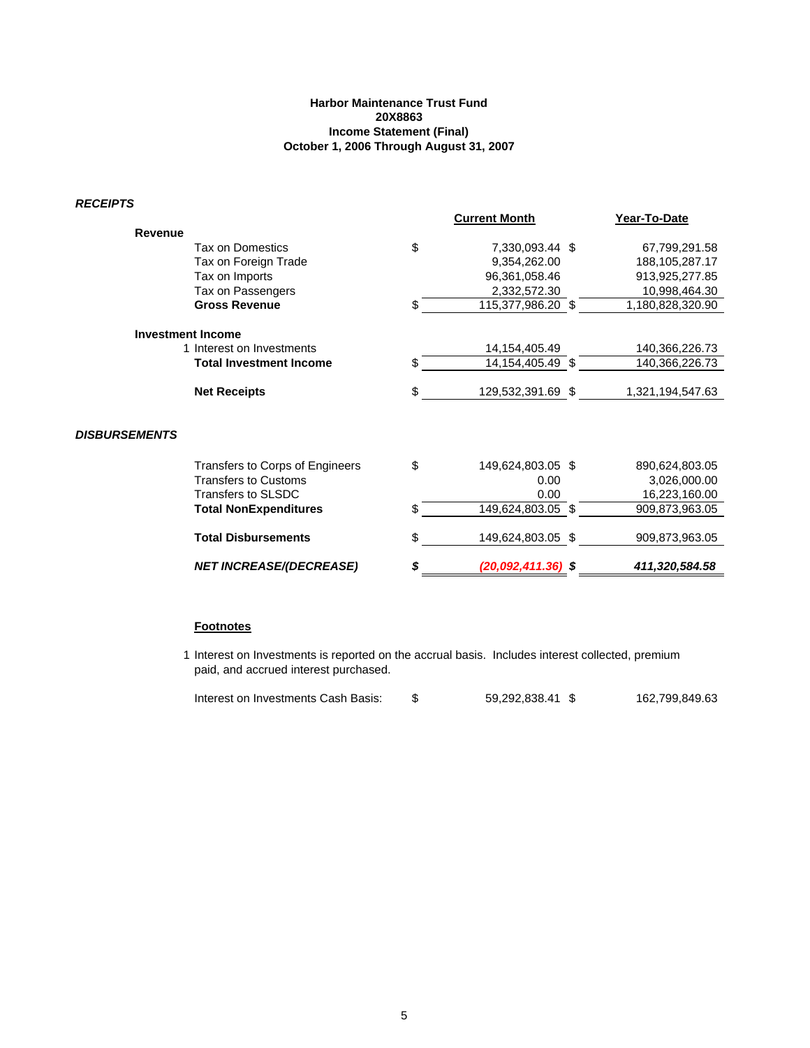**Harbor Maintenance Trust Fund**
**20X8863**
**Income Statement (Final)**
**October 1, 2006 Through August 31, 2007**

***RECEIPTS***

| | Current Month | Year-To-Date |
|---|---|---|
| **Revenue** | | |
| Tax on Domestics | $ 7,330,093.44 | $ 67,799,291.58 |
| Tax on Foreign Trade | 9,354,262.00 | 188,105,287.17 |
| Tax on Imports | 96,361,058.46 | 913,925,277.85 |
| Tax on Passengers | 2,332,572.30 | 10,998,464.30 |
| **Gross Revenue** | $ 115,377,986.20 | $ 1,180,828,320.90 |
| **Investment Income** | | |
| 1 Interest on Investments | 14,154,405.49 | 140,366,226.73 |
| **Total Investment Income** | $ 14,154,405.49 | $ 140,366,226.73 |
| **Net Receipts** | $ 129,532,391.69 | $ 1,321,194,547.63 |

***DISBURSEMENTS***

| | Current Month | Year-To-Date |
|---|---|---|
| Transfers to Corps of Engineers | $ 149,624,803.05 | $ 890,624,803.05 |
| Transfers to Customs | 0.00 | 3,026,000.00 |
| Transfers to SLSDC | 0.00 | 16,223,160.00 |
| **Total NonExpenditures** | $ 149,624,803.05 | $ 909,873,963.05 |
| **Total Disbursements** | $ 149,624,803.05 | $ 909,873,963.05 |
| ***NET INCREASE/(DECREASE)*** | ***$ (20,092,411.36)*** | ***$ 411,320,584.58*** |

**Footnotes**

1 Interest on Investments is reported on the accrual basis. Includes interest collected, premium paid, and accrued interest purchased.

| | Current Month | Year-To-Date |
|---|---|---|
| Interest on Investments Cash Basis: | $ 59,292,838.41 | $ 162,799,849.63 |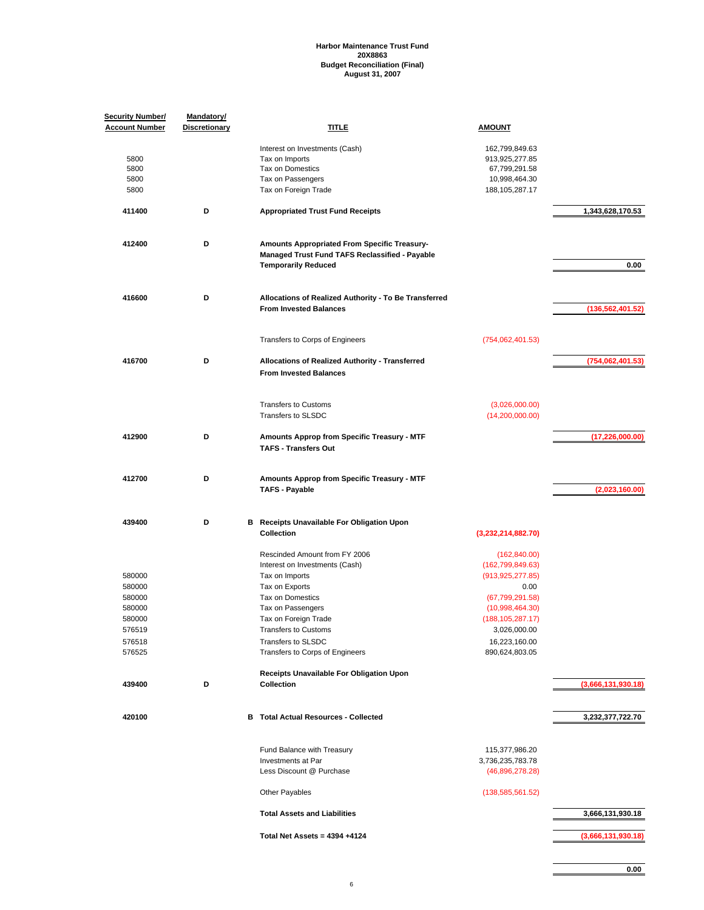**Harbor Maintenance Trust Fund**
**20X8863**
**Budget Reconciliation (Final)**
**August 31, 2007**

| Security Number/ Account Number | Mandatory/ Discretionary | | TITLE | AMOUNT | |
|---|---|---|---|---|---|
| | | | Interest on Investments (Cash) | 162,799,849.63 | |
| 5800 | | | Tax on Imports | 913,925,277.85 | |
| 5800 | | | Tax on Domestics | 67,799,291.58 | |
| 5800 | | | Tax on Passengers | 10,998,464.30 | |
| 5800 | | | Tax on Foreign Trade | 188,105,287.17 | |
| **411400** | **D** | | **Appropriated Trust Fund Receipts** | | **1,343,628,170.53** |
| **412400** | **D** | | **Amounts Appropriated From Specific Treasury-Managed Trust Fund TAFS Reclassified - Payable Temporarily Reduced** | | **0.00** |
| **416600** | **D** | | **Allocations of Realized Authority - To Be Transferred From Invested Balances** | | **(136,562,401.52)** |
| | | | Transfers to Corps of Engineers | (754,062,401.53) | |
| **416700** | **D** | | **Allocations of Realized Authority - Transferred From Invested Balances** | | **(754,062,401.53)** |
| | | | Transfers to Customs | (3,026,000.00) | |
| | | | Transfers to SLSDC | (14,200,000.00) | |
| **412900** | **D** | | **Amounts Approp from Specific Treasury - MTF TAFS - Transfers Out** | | **(17,226,000.00)** |
| **412700** | **D** | | **Amounts Approp from Specific Treasury - MTF TAFS - Payable** | | **(2,023,160.00)** |
| **439400** | **D** | **B** | **Receipts Unavailable For Obligation Upon Collection** | **(3,232,214,882.70)** | |
| | | | Rescinded Amount from FY 2006 | (162,840.00) | |
| | | | Interest on Investments (Cash) | (162,799,849.63) | |
| 580000 | | | Tax on Imports | (913,925,277.85) | |
| 580000 | | | Tax on Exports | 0.00 | |
| 580000 | | | Tax on Domestics | (67,799,291.58) | |
| 580000 | | | Tax on Passengers | (10,998,464.30) | |
| 580000 | | | Tax on Foreign Trade | (188,105,287.17) | |
| 576519 | | | Transfers to Customs | 3,026,000.00 | |
| 576518 | | | Transfers to SLSDC | 16,223,160.00 | |
| 576525 | | | Transfers to Corps of Engineers | 890,624,803.05 | |
| **439400** | **D** | | **Receipts Unavailable For Obligation Upon Collection** | | **(3,666,131,930.18)** |
| **420100** | | **B** | **Total Actual Resources - Collected** | | **3,232,377,722.70** |
| | | | Fund Balance with Treasury | 115,377,986.20 | |
| | | | Investments at Par | 3,736,235,783.78 | |
| | | | Less Discount @ Purchase | (46,896,278.28) | |
| | | | Other Payables | (138,585,561.52) | |
| | | | **Total Assets and Liabilities** | | **3,666,131,930.18** |
| | | | **Total Net Assets = 4394 +4124** | | **(3,666,131,930.18)** |
| | | | | | **0.00** |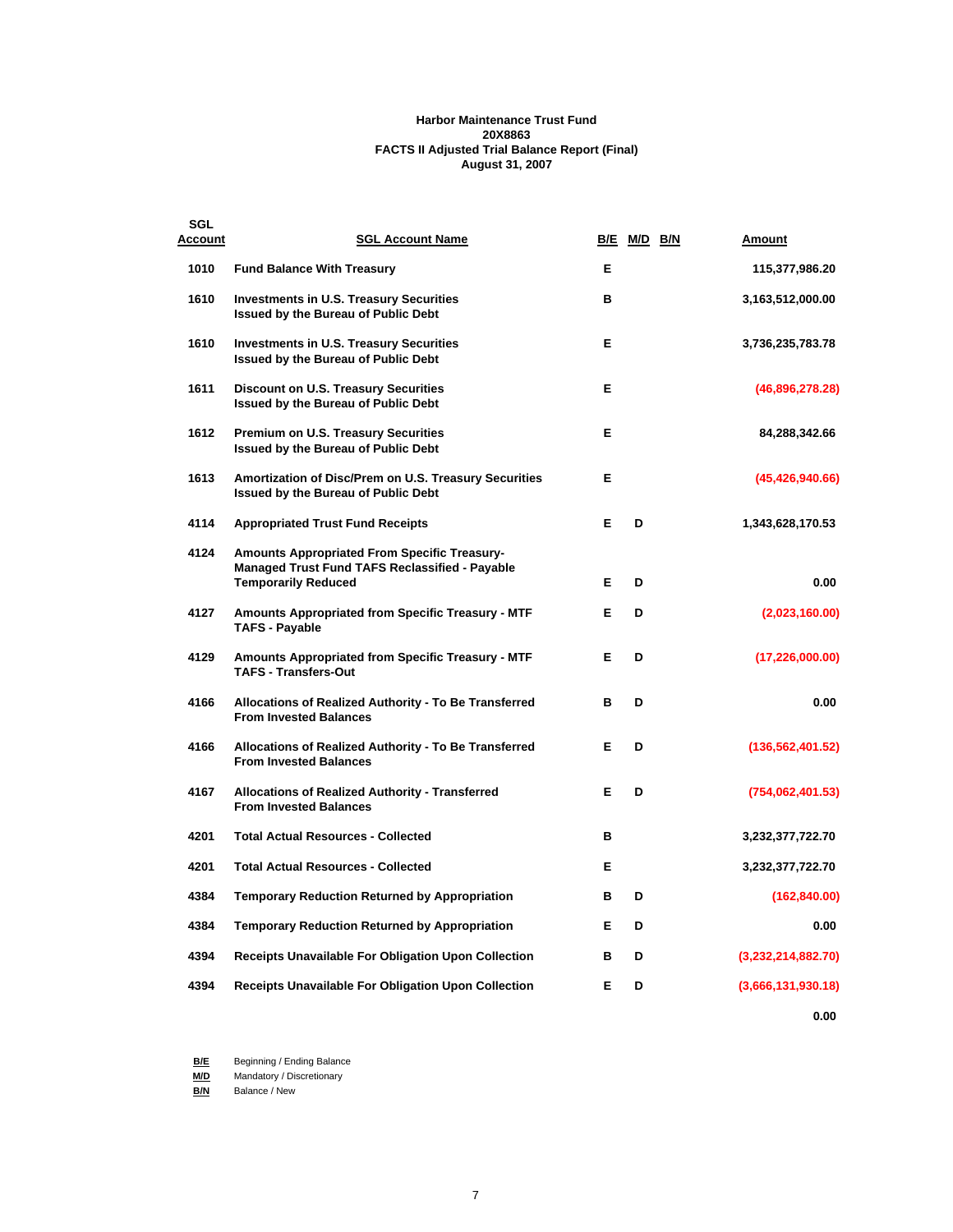**Harbor Maintenance Trust Fund**
**20X8863**
**FACTS II Adjusted Trial Balance Report (Final)**
**August 31, 2007**

| SGL Account | SGL Account Name | B/E | M/D | B/N | Amount |
|---|---|---|---|---|---|
| 1010 | Fund Balance With Treasury | E | | | 115,377,986.20 |
| 1610 | Investments in U.S. Treasury Securities Issued by the Bureau of Public Debt | B | | | 3,163,512,000.00 |
| 1610 | Investments in U.S. Treasury Securities Issued by the Bureau of Public Debt | E | | | 3,736,235,783.78 |
| 1611 | Discount on U.S. Treasury Securities Issued by the Bureau of Public Debt | E | | | (46,896,278.28) |
| 1612 | Premium on U.S. Treasury Securities Issued by the Bureau of Public Debt | E | | | 84,288,342.66 |
| 1613 | Amortization of Disc/Prem on U.S. Treasury Securities Issued by the Bureau of Public Debt | E | | | (45,426,940.66) |
| 4114 | Appropriated Trust Fund Receipts | E | D | | 1,343,628,170.53 |
| 4124 | Amounts Appropriated From Specific Treasury-Managed Trust Fund TAFS Reclassified - Payable Temporarily Reduced | E | D | | 0.00 |
| 4127 | Amounts Appropriated from Specific Treasury - MTF TAFS - Payable | E | D | | (2,023,160.00) |
| 4129 | Amounts Appropriated from Specific Treasury - MTF TAFS - Transfers-Out | E | D | | (17,226,000.00) |
| 4166 | Allocations of Realized Authority - To Be Transferred From Invested Balances | B | D | | 0.00 |
| 4166 | Allocations of Realized Authority - To Be Transferred From Invested Balances | E | D | | (136,562,401.52) |
| 4167 | Allocations of Realized Authority - Transferred From Invested Balances | E | D | | (754,062,401.53) |
| 4201 | Total Actual Resources - Collected | B | | | 3,232,377,722.70 |
| 4201 | Total Actual Resources - Collected | E | | | 3,232,377,722.70 |
| 4384 | Temporary Reduction Returned by Appropriation | B | D | | (162,840.00) |
| 4384 | Temporary Reduction Returned by Appropriation | E | D | | 0.00 |
| 4394 | Receipts Unavailable For Obligation Upon Collection | B | D | | (3,232,214,882.70) |
| 4394 | Receipts Unavailable For Obligation Upon Collection | E | D | | (3,666,131,930.18) |
| | | | | | 0.00 |

**B/E** Beginning / Ending Balance
**M/D** Mandatory / Discretionary
**B/N** Balance / New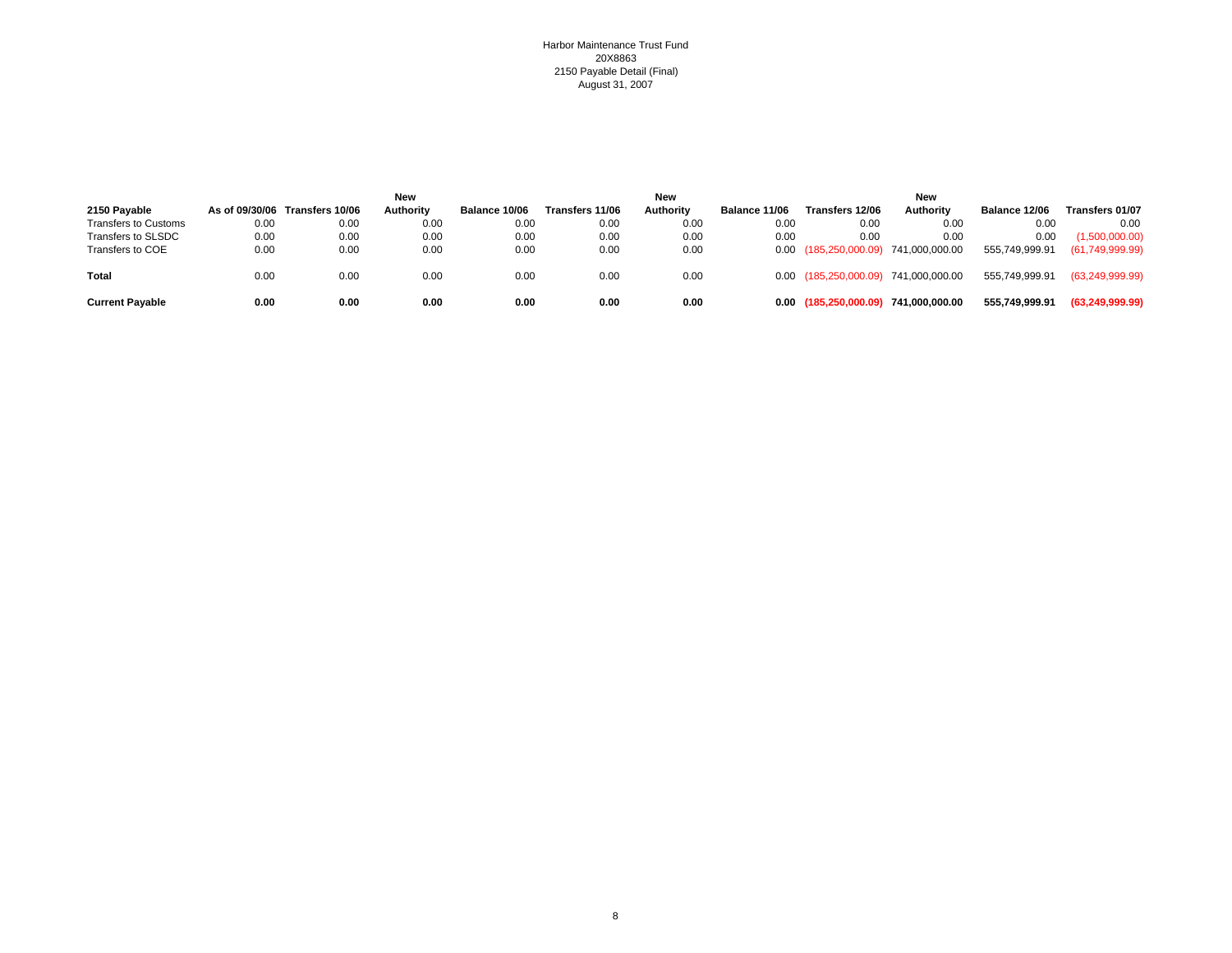Harbor Maintenance Trust Fund
20X8863
2150 Payable Detail (Final)
August 31, 2007

| 2150 Payable | As of 09/30/06 | Transfers 10/06 | New Authority | Balance 10/06 | Transfers 11/06 | New Authority | Balance 11/06 | Transfers 12/06 | New Authority | Balance 12/06 | Transfers 01/07 |
|---|---|---|---|---|---|---|---|---|---|---|---|
| Transfers to Customs | 0.00 | 0.00 | 0.00 | 0.00 | 0.00 | 0.00 | 0.00 | 0.00 | 0.00 | 0.00 | 0.00 |
| Transfers to SLSDC | 0.00 | 0.00 | 0.00 | 0.00 | 0.00 | 0.00 | 0.00 | 0.00 | 0.00 | 0.00 | (1,500,000.00) |
| Transfers to COE | 0.00 | 0.00 | 0.00 | 0.00 | 0.00 | 0.00 | 0.00 | (185,250,000.09) | 741,000,000.00 | 555,749,999.91 | (61,749,999.99) |
| **Total** | 0.00 | 0.00 | 0.00 | 0.00 | 0.00 | 0.00 | 0.00 | (185,250,000.09) | 741,000,000.00 | 555,749,999.91 | (63,249,999.99) |
| **Current Payable** | **0.00** | **0.00** | **0.00** | **0.00** | **0.00** | **0.00** | **0.00** | **(185,250,000.09)** | **741,000,000.00** | **555,749,999.91** | **(63,249,999.99)** |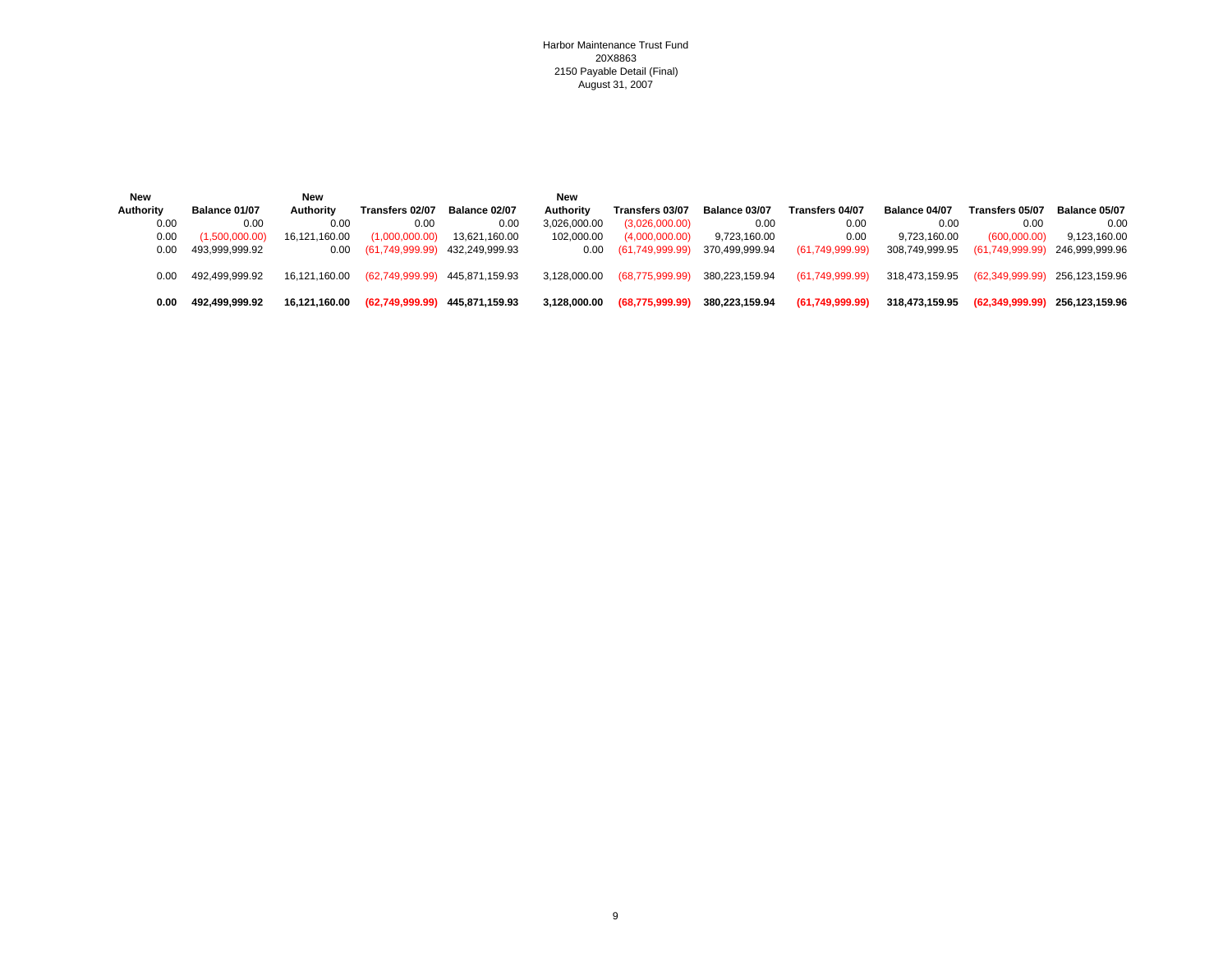Harbor Maintenance Trust Fund
20X8863
2150 Payable Detail (Final)
August 31, 2007

| New Authority | Balance 01/07 | New Authority | Transfers 02/07 | Balance 02/07 | New Authority | Transfers 03/07 | Balance 03/07 | Transfers 04/07 | Balance 04/07 | Transfers 05/07 | Balance 05/07 |
|---|---|---|---|---|---|---|---|---|---|---|---|
| 0.00 | 0.00 | 0.00 | 0.00 | 0.00 | 3,026,000.00 | (3,026,000.00) | 0.00 | 0.00 | 0.00 | 0.00 | 0.00 |
| 0.00 | (1,500,000.00) | 16,121,160.00 | (1,000,000.00) | 13,621,160.00 | 102,000.00 | (4,000,000.00) | 9,723,160.00 | 0.00 | 9,723,160.00 | (600,000.00) | 9,123,160.00 |
| 0.00 | 493,999,999.92 | 0.00 | (61,749,999.99) | 432,249,999.93 | 0.00 | (61,749,999.99) | 370,499,999.94 | (61,749,999.99) | 308,749,999.95 | (61,749,999.99) | 246,999,999.96 |
| 0.00 | 492,499,999.92 | 16,121,160.00 | (62,749,999.99) | 445,871,159.93 | 3,128,000.00 | (68,775,999.99) | 380,223,159.94 | (61,749,999.99) | 318,473,159.95 | (62,349,999.99) | 256,123,159.96 |
| **0.00** | **492,499,999.92** | **16,121,160.00** | **(62,749,999.99)** | **445,871,159.93** | **3,128,000.00** | **(68,775,999.99)** | **380,223,159.94** | **(61,749,999.99)** | **318,473,159.95** | **(62,349,999.99)** | **256,123,159.96** |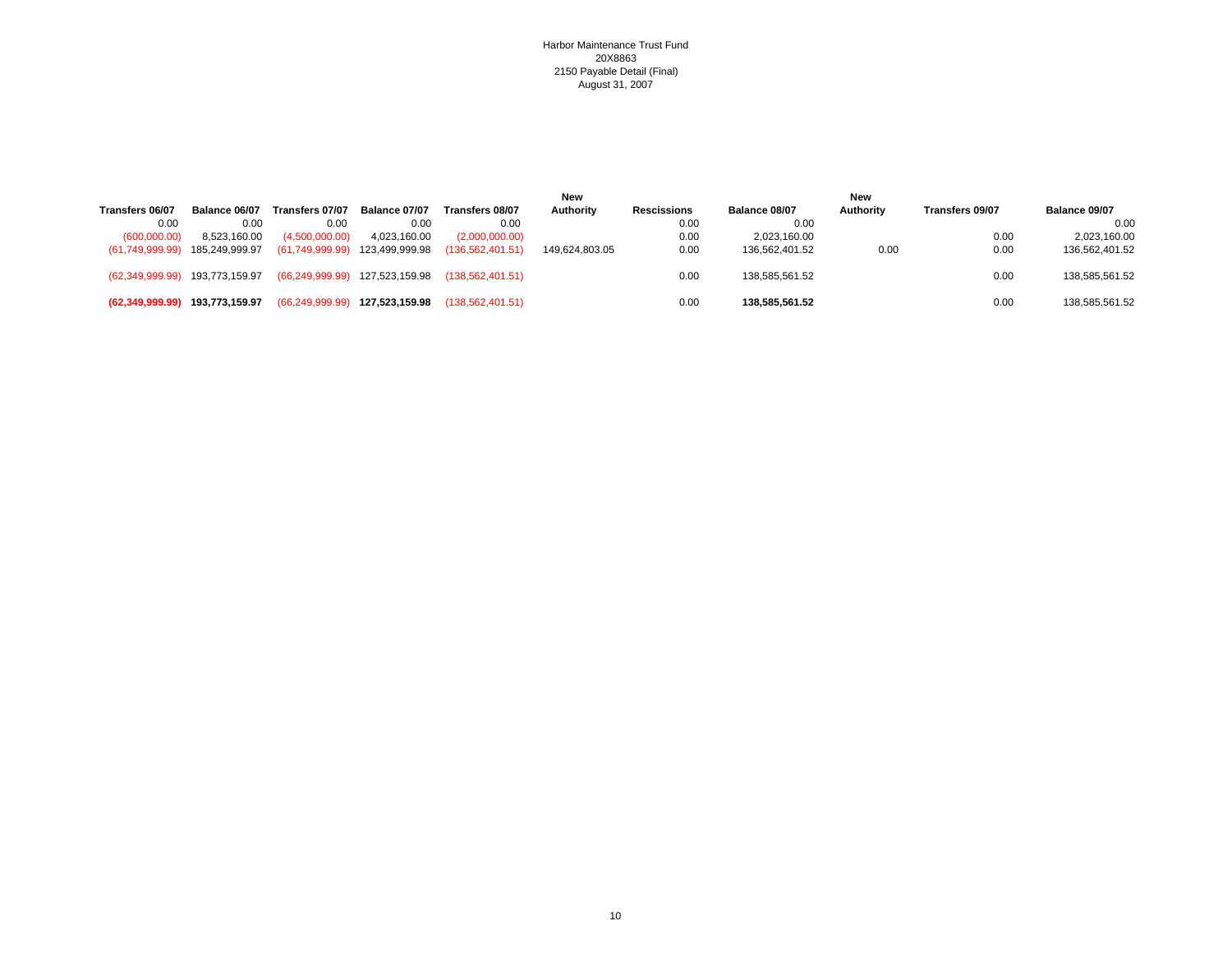Harbor Maintenance Trust Fund
20X8863
2150 Payable Detail (Final)
August 31, 2007

| Transfers 06/07 | Balance 06/07 | Transfers 07/07 | Balance 07/07 | Transfers 08/07 | New Authority | Rescissions | Balance 08/07 | New Authority | Transfers 09/07 | Balance 09/07 |
|---|---|---|---|---|---|---|---|---|---|---|
| 0.00 | 0.00 | 0.00 | 0.00 | 0.00 | | 0.00 | 0.00 | | | 0.00 |
| (600,000.00) | 8,523,160.00 | (4,500,000.00) | 4,023,160.00 | (2,000,000.00) | | 0.00 | 2,023,160.00 | | 0.00 | 2,023,160.00 |
| (61,749,999.99) | 185,249,999.97 | (61,749,999.99) | 123,499,999.98 | (136,562,401.51) | 149,624,803.05 | 0.00 | 136,562,401.52 | 0.00 | 0.00 | 136,562,401.52 |
| (62,349,999.99) | 193,773,159.97 | (66,249,999.99) | 127,523,159.98 | (138,562,401.51) | | 0.00 | 138,585,561.52 | | 0.00 | 138,585,561.52 |
| **(62,349,999.99)** | **193,773,159.97** | (66,249,999.99) | **127,523,159.98** | (138,562,401.51) | | 0.00 | **138,585,561.52** | | 0.00 | 138,585,561.52 |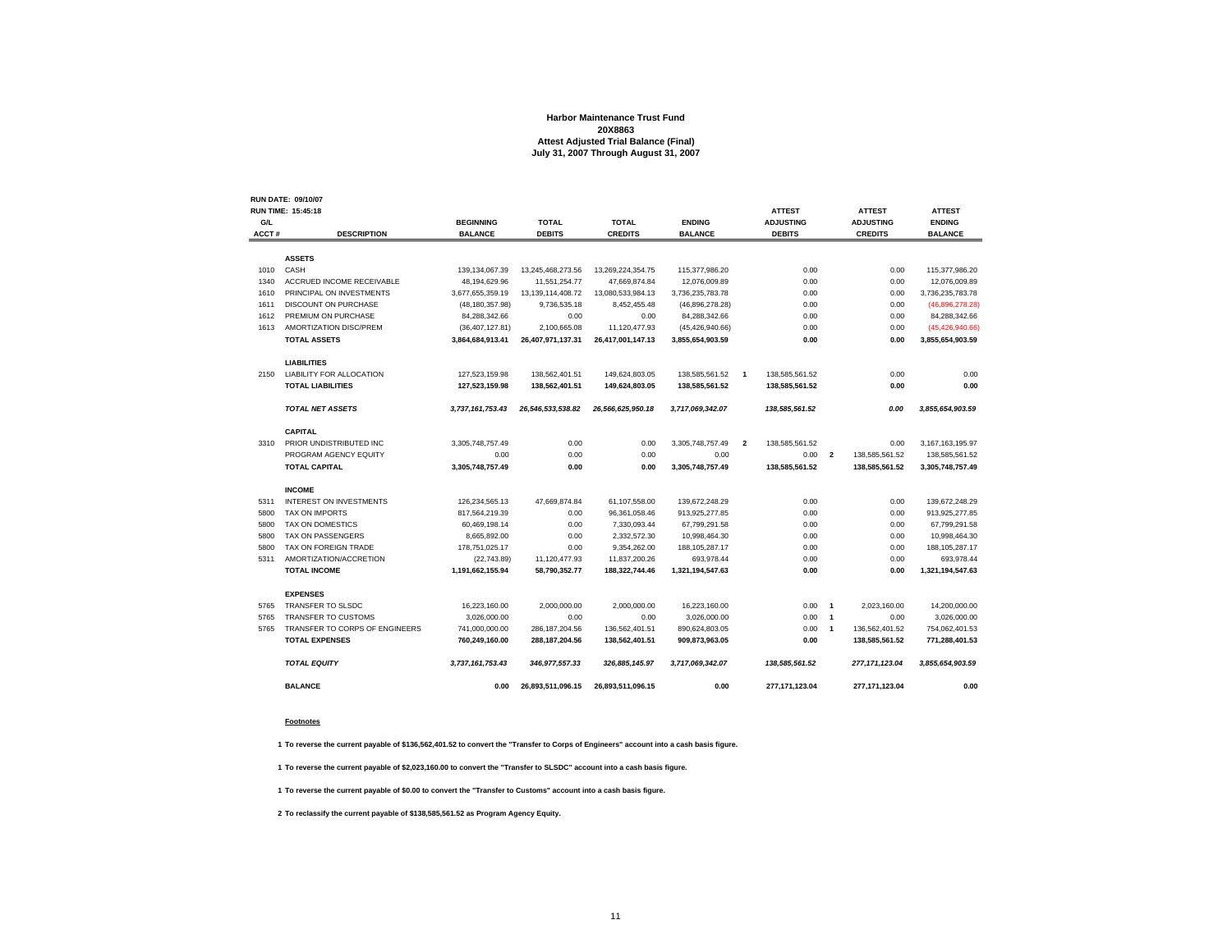**Harbor Maintenance Trust Fund**
**20X8863**
**Attest Adjusted Trial Balance (Final)**
**July 31, 2007 Through August 31, 2007**

RUN DATE: 09/10/07
RUN TIME: 15:45:18

| G/L ACCT # | DESCRIPTION | BEGINNING BALANCE | TOTAL DEBITS | TOTAL CREDITS | ENDING BALANCE | | ATTEST ADJUSTING DEBITS | | ATTEST ADJUSTING CREDITS | ATTEST ENDING BALANCE |
|---|---|---|---|---|---|---|---|---|---|---|
| | **ASSETS** | | | | | | | | | |
| 1010 | CASH | 139,134,067.39 | 13,245,468,273.56 | 13,269,224,354.75 | 115,377,986.20 | | 0.00 | | 0.00 | 115,377,986.20 |
| 1340 | ACCRUED INCOME RECEIVABLE | 48,194,629.96 | 11,551,254.77 | 47,669,874.84 | 12,076,009.89 | | 0.00 | | 0.00 | 12,076,009.89 |
| 1610 | PRINCIPAL ON INVESTMENTS | 3,677,655,359.19 | 13,139,114,408.72 | 13,080,533,984.13 | 3,736,235,783.78 | | 0.00 | | 0.00 | 3,736,235,783.78 |
| 1611 | DISCOUNT ON PURCHASE | (48,180,357.98) | 9,736,535.18 | 8,452,455.48 | (46,896,278.28) | | 0.00 | | 0.00 | (46,896,278.28) |
| 1612 | PREMIUM ON PURCHASE | 84,288,342.66 | 0.00 | 0.00 | 84,288,342.66 | | 0.00 | | 0.00 | 84,288,342.66 |
| 1613 | AMORTIZATION DISC/PREM | (36,407,127.81) | 2,100,665.08 | 11,120,477.93 | (45,426,940.66) | | 0.00 | | 0.00 | (45,426,940.66) |
| | **TOTAL ASSETS** | **3,864,684,913.41** | **26,407,971,137.31** | **26,417,001,147.13** | **3,855,654,903.59** | | **0.00** | | **0.00** | **3,855,654,903.59** |
| | **LIABILITIES** | | | | | | | | | |
| 2150 | LIABILITY FOR ALLOCATION | 127,523,159.98 | 138,562,401.51 | 149,624,803.05 | 138,585,561.52 | 1 | 138,585,561.52 | | 0.00 | 0.00 |
| | **TOTAL LIABILITIES** | **127,523,159.98** | **138,562,401.51** | **149,624,803.05** | **138,585,561.52** | | **138,585,561.52** | | **0.00** | **0.00** |
| | ***TOTAL NET ASSETS*** | ***3,737,161,753.43*** | ***26,546,533,538.82*** | ***26,566,625,950.18*** | ***3,717,069,342.07*** | | ***138,585,561.52*** | | ***0.00*** | ***3,855,654,903.59*** |
| | **CAPITAL** | | | | | | | | | |
| 3310 | PRIOR UNDISTRIBUTED INC | 3,305,748,757.49 | 0.00 | 0.00 | 3,305,748,757.49 | 2 | 138,585,561.52 | | 0.00 | 3,167,163,195.97 |
| | PROGRAM AGENCY EQUITY | 0.00 | 0.00 | 0.00 | 0.00 | | 0.00 | 2 | 138,585,561.52 | 138,585,561.52 |
| | **TOTAL CAPITAL** | **3,305,748,757.49** | **0.00** | **0.00** | **3,305,748,757.49** | | **138,585,561.52** | | **138,585,561.52** | **3,305,748,757.49** |
| | **INCOME** | | | | | | | | | |
| 5311 | INTEREST ON INVESTMENTS | 126,234,565.13 | 47,669,874.84 | 61,107,558.00 | 139,672,248.29 | | 0.00 | | 0.00 | 139,672,248.29 |
| 5800 | TAX ON IMPORTS | 817,564,219.39 | 0.00 | 96,361,058.46 | 913,925,277.85 | | 0.00 | | 0.00 | 913,925,277.85 |
| 5800 | TAX ON DOMESTICS | 60,469,198.14 | 0.00 | 7,330,093.44 | 67,799,291.58 | | 0.00 | | 0.00 | 67,799,291.58 |
| 5800 | TAX ON PASSENGERS | 8,665,892.00 | 0.00 | 2,332,572.30 | 10,998,464.30 | | 0.00 | | 0.00 | 10,998,464.30 |
| 5800 | TAX ON FOREIGN TRADE | 178,751,025.17 | 0.00 | 9,354,262.00 | 188,105,287.17 | | 0.00 | | 0.00 | 188,105,287.17 |
| 5311 | AMORTIZATION/ACCRETION | (22,743.89) | 11,120,477.93 | 11,837,200.26 | 693,978.44 | | 0.00 | | 0.00 | 693,978.44 |
| | **TOTAL INCOME** | **1,191,662,155.94** | **58,790,352.77** | **188,322,744.46** | **1,321,194,547.63** | | **0.00** | | **0.00** | **1,321,194,547.63** |
| | **EXPENSES** | | | | | | | | | |
| 5765 | TRANSFER TO SLSDC | 16,223,160.00 | 2,000,000.00 | 2,000,000.00 | 16,223,160.00 | | 0.00 | 1 | 2,023,160.00 | 14,200,000.00 |
| 5765 | TRANSFER TO CUSTOMS | 3,026,000.00 | 0.00 | 0.00 | 3,026,000.00 | | 0.00 | 1 | 0.00 | 3,026,000.00 |
| 5765 | TRANSFER TO CORPS OF ENGINEERS | 741,000,000.00 | 286,187,204.56 | 136,562,401.51 | 890,624,803.05 | | 0.00 | 1 | 136,562,401.52 | 754,062,401.53 |
| | **TOTAL EXPENSES** | **760,249,160.00** | **288,187,204.56** | **138,562,401.51** | **909,873,963.05** | | **0.00** | | **138,585,561.52** | **771,288,401.53** |
| | ***TOTAL EQUITY*** | ***3,737,161,753.43*** | ***346,977,557.33*** | ***326,885,145.97*** | ***3,717,069,342.07*** | | ***138,585,561.52*** | | ***277,171,123.04*** | ***3,855,654,903.59*** |
| | **BALANCE** | **0.00** | **26,893,511,096.15** | **26,893,511,096.15** | **0.00** | | **277,171,123.04** | | **277,171,123.04** | **0.00** |

**Footnotes**

**1 To reverse the current payable of $136,562,401.52 to convert the "Transfer to Corps of Engineers" account into a cash basis figure.**

**1 To reverse the current payable of $2,023,160.00 to convert the "Transfer to SLSDC" account into a cash basis figure.**

**1 To reverse the current payable of $0.00 to convert the "Transfer to Customs" account into a cash basis figure.**

**2 To reclassify the current payable of $138,585,561.52 as Program Agency Equity.**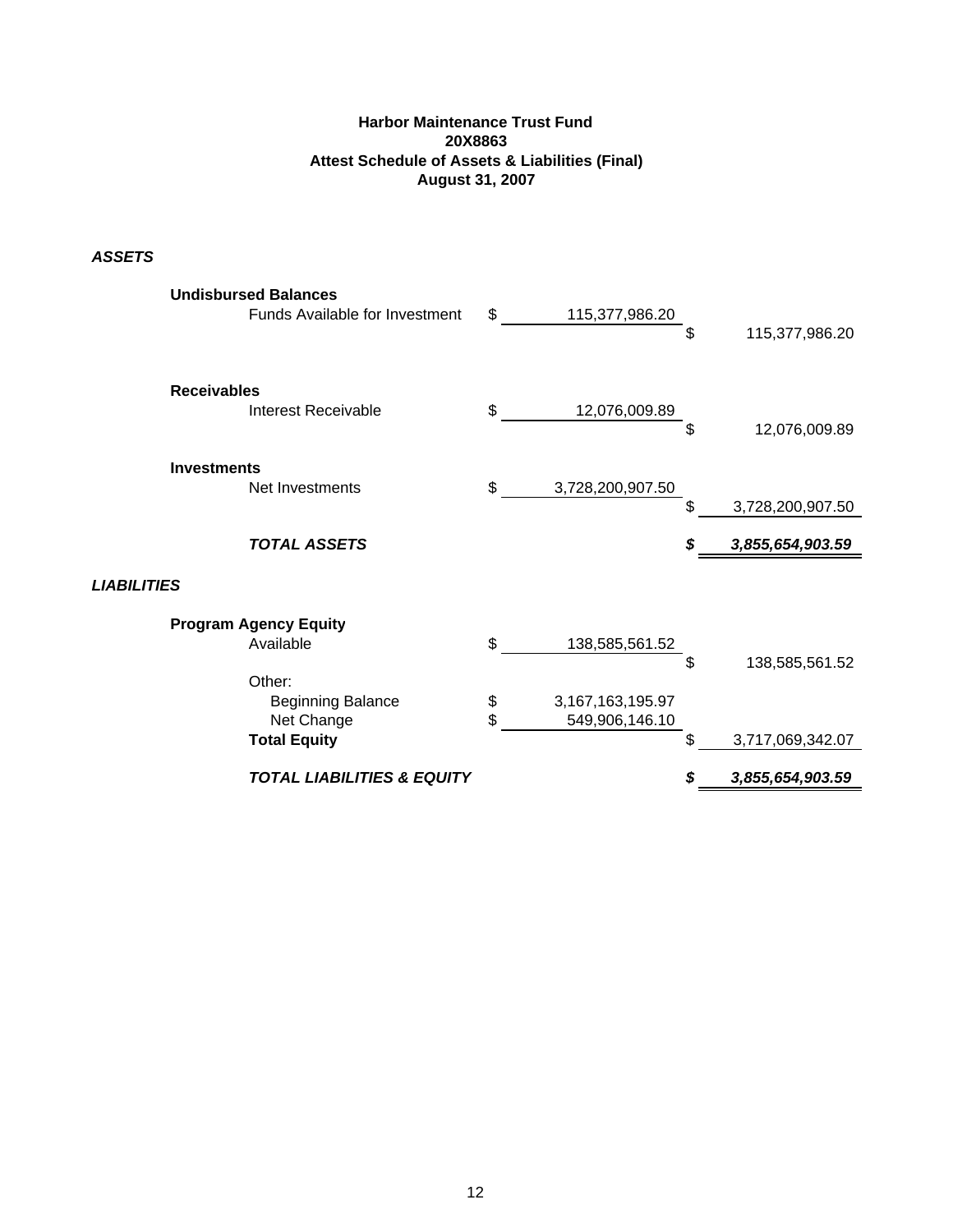**Harbor Maintenance Trust Fund**
**20X8863**
**Attest Schedule of Assets & Liabilities (Final)**
**August 31, 2007**

| | | | | |
|---|---|---|---|---|
| ***ASSETS*** | | | | |
| **Undisbursed Balances** | | | | |
| Funds Available for Investment | $ | 115,377,986.20 | | |
| | | | $ | 115,377,986.20 |
| **Receivables** | | | | |
| Interest Receivable | $ | 12,076,009.89 | | |
| | | | $ | 12,076,009.89 |
| **Investments** | | | | |
| Net Investments | $ | 3,728,200,907.50 | | |
| | | | $ | 3,728,200,907.50 |
| ***TOTAL ASSETS*** | | | ***$*** | ***3,855,654,903.59*** |
| ***LIABILITIES*** | | | | |
| **Program Agency Equity** | | | | |
| Available | $ | 138,585,561.52 | | |
| | | | $ | 138,585,561.52 |
| Other: | | | | |
| Beginning Balance | $ | 3,167,163,195.97 | | |
| Net Change | $ | 549,906,146.10 | | |
| **Total Equity** | | | $ | 3,717,069,342.07 |
| ***TOTAL LIABILITIES & EQUITY*** | | | ***$*** | ***3,855,654,903.59*** |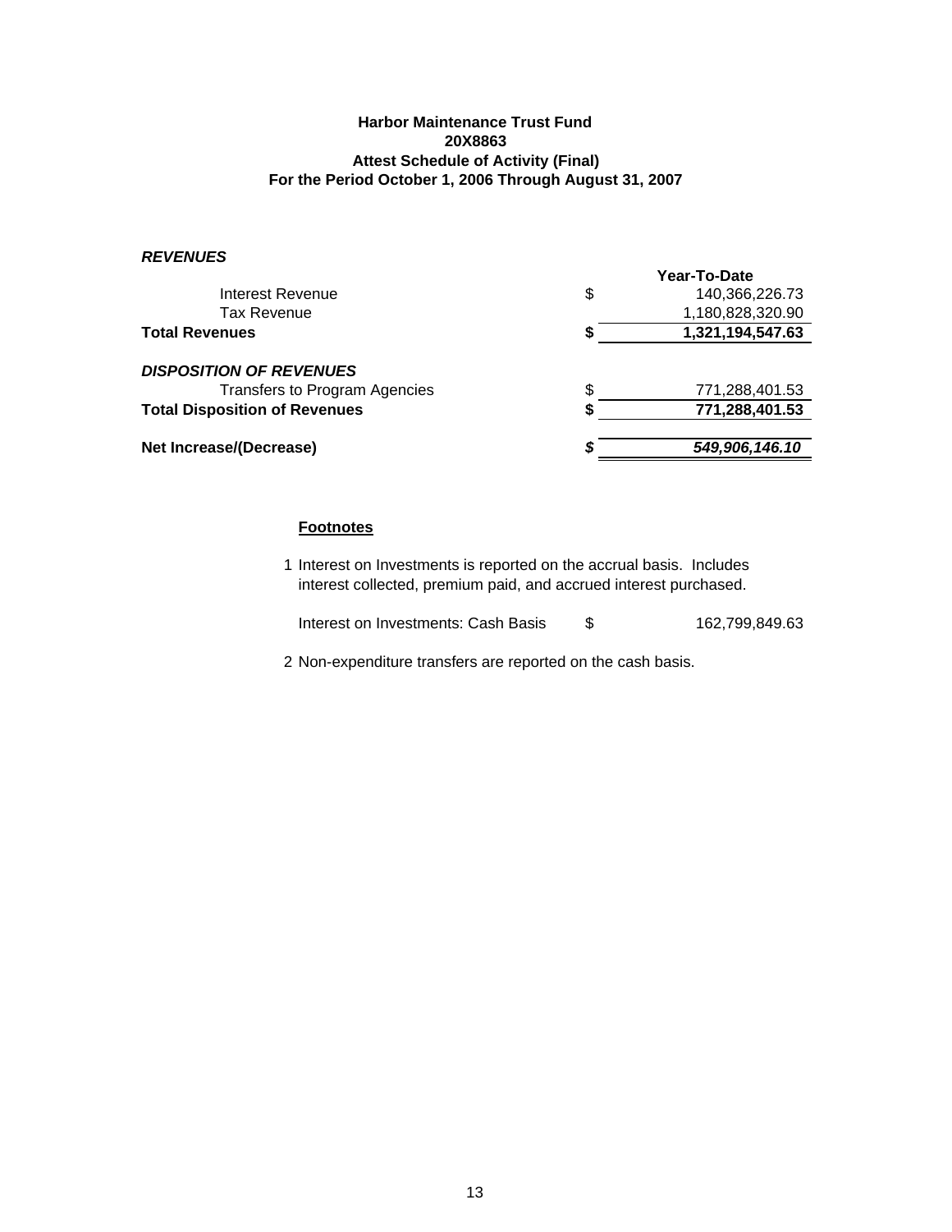**Harbor Maintenance Trust Fund**
**20X8863**
**Attest Schedule of Activity (Final)**
**For the Period October 1, 2006 Through August 31, 2007**

| | | |
|---|---|---|
| ***REVENUES*** | | **Year-To-Date** |
| Interest Revenue | $ | 140,366,226.73 |
| Tax Revenue | | 1,180,828,320.90 |
| **Total Revenues** | **$** | **1,321,194,547.63** |
| | | |
| ***DISPOSITION OF REVENUES*** | | |
| Transfers to Program Agencies | $ | 771,288,401.53 |
| **Total Disposition of Revenues** | **$** | **771,288,401.53** |
| | | |
| **Net Increase/(Decrease)** | ***$*** | ***549,906,146.10*** |

**Footnotes**

1 Interest on Investments is reported on the accrual basis. Includes interest collected, premium paid, and accrued interest purchased.

| | | |
|---|---|---|
| Interest on Investments: Cash Basis | $ | 162,799,849.63 |

2 Non-expenditure transfers are reported on the cash basis.